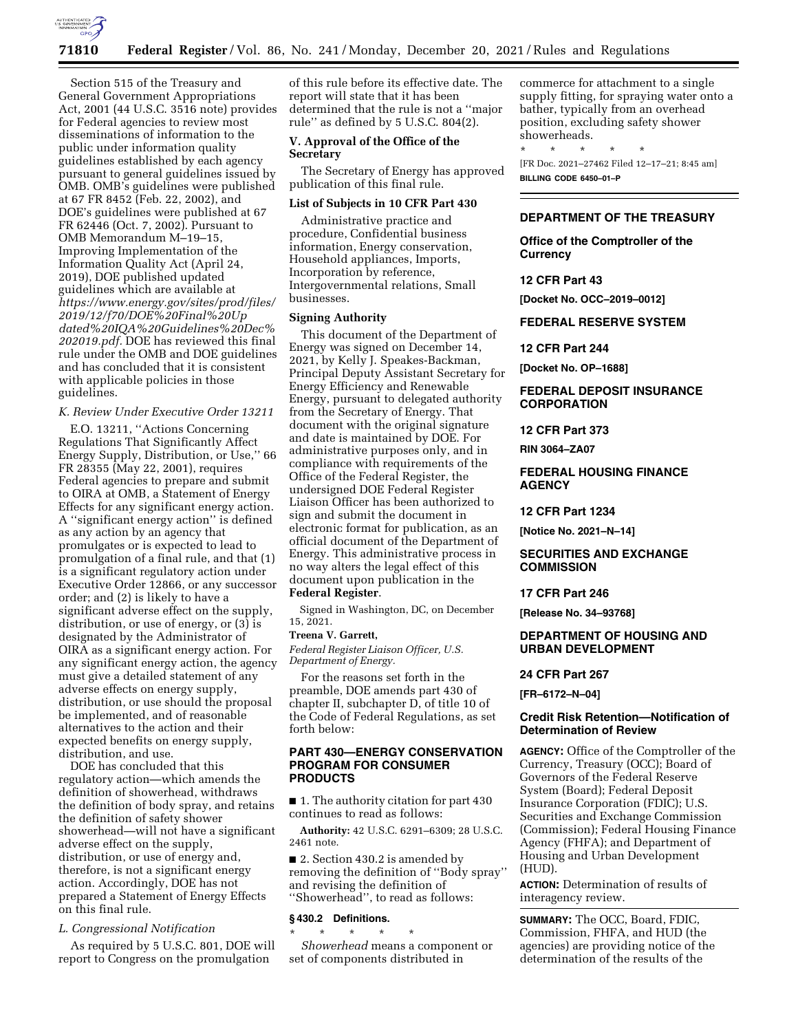Section 515 of the Treasury and General Government Appropriations Act, 2001 (44 U.S.C. 3516 note) provides for Federal agencies to review most disseminations of information to the public under information quality guidelines established by each agency pursuant to general guidelines issued by OMB. OMB's guidelines were published at 67 FR 8452 (Feb. 22, 2002), and DOE's guidelines were published at 67 FR 62446 (Oct. 7, 2002). Pursuant to OMB Memorandum M–19–15, Improving Implementation of the Information Quality Act (April 24, 2019), DOE published updated guidelines which are available at *https://www.energy.gov/sites/prod/files/2019/12/f70/DOE%20Final%20Updated%20IQA%20Guidelines%20Dec%202019.pdf*. DOE has reviewed this final rule under the OMB and DOE guidelines and has concluded that it is consistent with applicable policies in those guidelines.

### *K. Review Under Executive Order 13211*

E.O. 13211, ''Actions Concerning Regulations That Significantly Affect Energy Supply, Distribution, or Use,'' 66 FR 28355 (May 22, 2001), requires Federal agencies to prepare and submit to OIRA at OMB, a Statement of Energy Effects for any significant energy action. A ''significant energy action'' is defined as any action by an agency that promulgates or is expected to lead to promulgation of a final rule, and that (1) is a significant regulatory action under Executive Order 12866, or any successor order; and (2) is likely to have a significant adverse effect on the supply, distribution, or use of energy, or (3) is designated by the Administrator of OIRA as a significant energy action. For any significant energy action, the agency must give a detailed statement of any adverse effects on energy supply, distribution, or use should the proposal be implemented, and of reasonable alternatives to the action and their expected benefits on energy supply, distribution, and use.

DOE has concluded that this regulatory action—which amends the definition of showerhead, withdraws the definition of body spray, and retains the definition of safety shower showerhead—will not have a significant adverse effect on the supply, distribution, or use of energy and, therefore, is not a significant energy action. Accordingly, DOE has not prepared a Statement of Energy Effects on this final rule.

### *L. Congressional Notification*

As required by 5 U.S.C. 801, DOE will report to Congress on the promulgation of this rule before its effective date. The report will state that it has been determined that the rule is not a ''major rule'' as defined by 5 U.S.C. 804(2).

## V. Approval of the Office of the Secretary

The Secretary of Energy has approved publication of this final rule.

### List of Subjects in 10 CFR Part 430

Administrative practice and procedure, Confidential business information, Energy conservation, Household appliances, Imports, Incorporation by reference, Intergovernmental relations, Small businesses.

### Signing Authority

This document of the Department of Energy was signed on December 14, 2021, by Kelly J. Speakes-Backman, Principal Deputy Assistant Secretary for Energy Efficiency and Renewable Energy, pursuant to delegated authority from the Secretary of Energy. That document with the original signature and date is maintained by DOE. For administrative purposes only, and in compliance with requirements of the Office of the Federal Register, the undersigned DOE Federal Register Liaison Officer has been authorized to sign and submit the document in electronic format for publication, as an official document of the Department of Energy. This administrative process in no way alters the legal effect of this document upon publication in the **Federal Register**.

Signed in Washington, DC, on December 15, 2021.

**Treena V. Garrett,**

*Federal Register Liaison Officer, U.S. Department of Energy.*

For the reasons set forth in the preamble, DOE amends part 430 of chapter II, subchapter D, of title 10 of the Code of Federal Regulations, as set forth below:

## PART 430—ENERGY CONSERVATION PROGRAM FOR CONSUMER PRODUCTS

■ 1. The authority citation for part 430 continues to read as follows:

**Authority:** 42 U.S.C. 6291–6309; 28 U.S.C. 2461 note.

■ 2. Section 430.2 is amended by removing the definition of ''Body spray'' and revising the definition of ''Showerhead'', to read as follows:

### § 430.2 Definitions.

\* \* \* \* \*

*Showerhead* means a component or set of components distributed in commerce for attachment to a single supply fitting, for spraying water onto a bather, typically from an overhead position, excluding safety shower showerheads.

\* \* \* \* \*

[FR Doc. 2021–27462 Filed 12–17–21; 8:45 am]

**BILLING CODE 6450–01–P**

---

## DEPARTMENT OF THE TREASURY

### Office of the Comptroller of the Currency

### 12 CFR Part 43

**[Docket No. OCC–2019–0012]**

## FEDERAL RESERVE SYSTEM

### 12 CFR Part 244

**[Docket No. OP–1688]**

## FEDERAL DEPOSIT INSURANCE CORPORATION

### 12 CFR Part 373

**RIN 3064–ZA07**

## FEDERAL HOUSING FINANCE AGENCY

### 12 CFR Part 1234

**[Notice No. 2021–N–14]**

## SECURITIES AND EXCHANGE COMMISSION

### 17 CFR Part 246

**[Release No. 34–93768]**

## DEPARTMENT OF HOUSING AND URBAN DEVELOPMENT

### 24 CFR Part 267

**[FR–6172–N–04]**

## Credit Risk Retention—Notification of Determination of Review

**AGENCY:** Office of the Comptroller of the Currency, Treasury (OCC); Board of Governors of the Federal Reserve System (Board); Federal Deposit Insurance Corporation (FDIC); U.S. Securities and Exchange Commission (Commission); Federal Housing Finance Agency (FHFA); and Department of Housing and Urban Development (HUD).

**ACTION:** Determination of results of interagency review.

**SUMMARY:** The OCC, Board, FDIC, Commission, FHFA, and HUD (the agencies) are providing notice of the determination of the results of the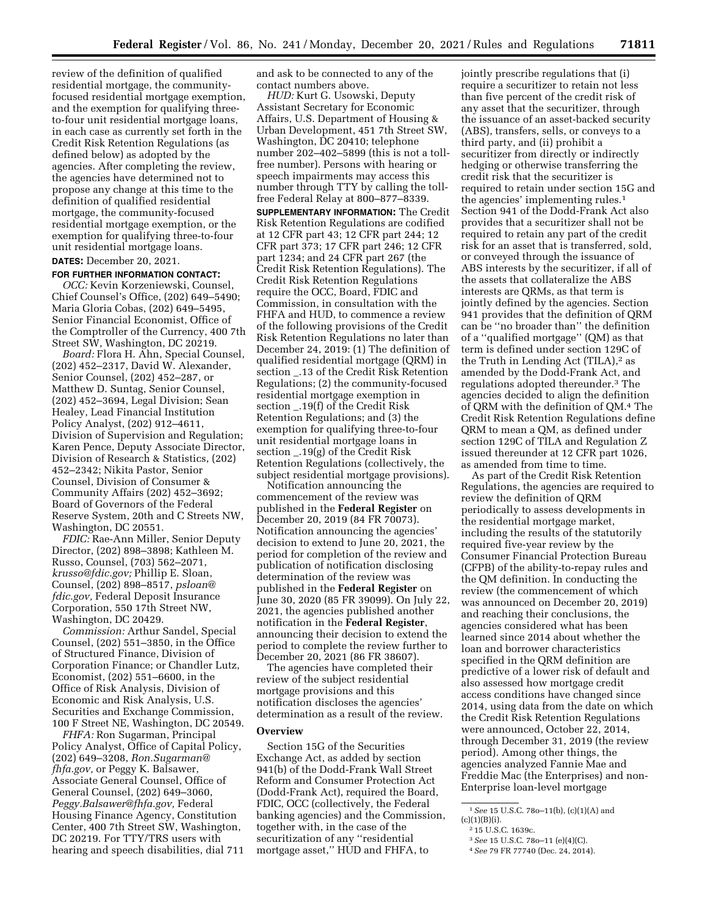review of the definition of qualified residential mortgage, the community-focused residential mortgage exemption, and the exemption for qualifying three-to-four unit residential mortgage loans, in each case as currently set forth in the Credit Risk Retention Regulations (as defined below) as adopted by the agencies. After completing the review, the agencies have determined not to propose any change at this time to the definition of qualified residential mortgage, the community-focused residential mortgage exemption, or the exemption for qualifying three-to-four unit residential mortgage loans.

**DATES:** December 20, 2021.

**FOR FURTHER INFORMATION CONTACT:**

*OCC:* Kevin Korzeniewski, Counsel, Chief Counsel's Office, (202) 649–5490; Maria Gloria Cobas, (202) 649–5495, Senior Financial Economist, Office of the Comptroller of the Currency, 400 7th Street SW, Washington, DC 20219.

*Board:* Flora H. Ahn, Special Counsel, (202) 452–2317, David W. Alexander, Senior Counsel, (202) 452–287, or Matthew D. Suntag, Senior Counsel, (202) 452–3694, Legal Division; Sean Healey, Lead Financial Institution Policy Analyst, (202) 912–4611, Division of Supervision and Regulation; Karen Pence, Deputy Associate Director, Division of Research & Statistics, (202) 452–2342; Nikita Pastor, Senior Counsel, Division of Consumer & Community Affairs (202) 452–3692; Board of Governors of the Federal Reserve System, 20th and C Streets NW, Washington, DC 20551.

*FDIC:* Rae-Ann Miller, Senior Deputy Director, (202) 898–3898; Kathleen M. Russo, Counsel, (703) 562–2071, *krusso@fdic.gov;* Phillip E. Sloan, Counsel, (202) 898–8517, *psloan@fdic.gov,* Federal Deposit Insurance Corporation, 550 17th Street NW, Washington, DC 20429.

*Commission:* Arthur Sandel, Special Counsel, (202) 551–3850, in the Office of Structured Finance, Division of Corporation Finance; or Chandler Lutz, Economist, (202) 551–6600, in the Office of Risk Analysis, Division of Economic and Risk Analysis, U.S. Securities and Exchange Commission, 100 F Street NE, Washington, DC 20549.

*FHFA:* Ron Sugarman, Principal Policy Analyst, Office of Capital Policy, (202) 649–3208, *Ron.Sugarman@fhfa.gov,* or Peggy K. Balsawer, Associate General Counsel, Office of General Counsel, (202) 649–3060, *Peggy.Balsawer@fhfa.gov,* Federal Housing Finance Agency, Constitution Center, 400 7th Street SW, Washington, DC 20219. For TTY/TRS users with hearing and speech disabilities, dial 711 and ask to be connected to any of the contact numbers above.

*HUD:* Kurt G. Usowski, Deputy Assistant Secretary for Economic Affairs, U.S. Department of Housing & Urban Development, 451 7th Street SW, Washington, DC 20410; telephone number 202–402–5899 (this is not a toll-free number). Persons with hearing or speech impairments may access this number through TTY by calling the toll-free Federal Relay at 800–877–8339.

**SUPPLEMENTARY INFORMATION:** The Credit Risk Retention Regulations are codified at 12 CFR part 43; 12 CFR part 244; 12 CFR part 373; 17 CFR part 246; 12 CFR part 1234; and 24 CFR part 267 (the Credit Risk Retention Regulations). The Credit Risk Retention Regulations require the OCC, Board, FDIC and Commission, in consultation with the FHFA and HUD, to commence a review of the following provisions of the Credit Risk Retention Regulations no later than December 24, 2019: (1) The definition of qualified residential mortgage (QRM) in section _.13 of the Credit Risk Retention Regulations; (2) the community-focused residential mortgage exemption in section _.19(f) of the Credit Risk Retention Regulations; and (3) the exemption for qualifying three-to-four unit residential mortgage loans in section _.19(g) of the Credit Risk Retention Regulations (collectively, the subject residential mortgage provisions).

Notification announcing the commencement of the review was published in the **Federal Register** on December 20, 2019 (84 FR 70073). Notification announcing the agencies' decision to extend to June 20, 2021, the period for completion of the review and publication of notification disclosing determination of the review was published in the **Federal Register** on June 30, 2020 (85 FR 39099). On July 22, 2021, the agencies published another notification in the **Federal Register**, announcing their decision to extend the period to complete the review further to December 20, 2021 (86 FR 38607).

The agencies have completed their review of the subject residential mortgage provisions and this notification discloses the agencies' determination as a result of the review.

## Overview

Section 15G of the Securities Exchange Act, as added by section 941(b) of the Dodd-Frank Wall Street Reform and Consumer Protection Act (Dodd-Frank Act), required the Board, FDIC, OCC (collectively, the Federal banking agencies) and the Commission, together with, in the case of the securitization of any ''residential mortgage asset,'' HUD and FHFA, to jointly prescribe regulations that (i) require a securitizer to retain not less than five percent of the credit risk of any asset that the securitizer, through the issuance of an asset-backed security (ABS), transfers, sells, or conveys to a third party, and (ii) prohibit a securitizer from directly or indirectly hedging or otherwise transferring the credit risk that the securitizer is required to retain under section 15G and the agencies' implementing rules.[1] Section 941 of the Dodd-Frank Act also provides that a securitizer shall not be required to retain any part of the credit risk for an asset that is transferred, sold, or conveyed through the issuance of ABS interests by the securitizer, if all of the assets that collateralize the ABS interests are QRMs, as that term is jointly defined by the agencies. Section 941 provides that the definition of QRM can be ''no broader than'' the definition of a ''qualified mortgage'' (QM) as that term is defined under section 129C of the Truth in Lending Act (TILA),[2] as amended by the Dodd-Frank Act, and regulations adopted thereunder.[3] The agencies decided to align the definition of QRM with the definition of QM.[4] The Credit Risk Retention Regulations define QRM to mean a QM, as defined under section 129C of TILA and Regulation Z issued thereunder at 12 CFR part 1026, as amended from time to time.

As part of the Credit Risk Retention Regulations, the agencies are required to review the definition of QRM periodically to assess developments in the residential mortgage market, including the results of the statutorily required five-year review by the Consumer Financial Protection Bureau (CFPB) of the ability-to-repay rules and the QM definition. In conducting the review (the commencement of which was announced on December 20, 2019) and reaching their conclusions, the agencies considered what has been learned since 2014 about whether the loan and borrower characteristics specified in the QRM definition are predictive of a lower risk of default and also assessed how mortgage credit access conditions have changed since 2014, using data from the date on which the Credit Risk Retention Regulations were announced, October 22, 2014, through December 31, 2019 (the review period). Among other things, the agencies analyzed Fannie Mae and Freddie Mac (the Enterprises) and non-Enterprise loan-level mortgage

[1] *See* 15 U.S.C. 78o–11(b), (c)(1)(A) and (c)(1)(B)(i).

[2] 15 U.S.C. 1639c.

[3] *See* 15 U.S.C. 78o–11 (e)(4)(C).

[4] *See* 79 FR 77740 (Dec. 24, 2014).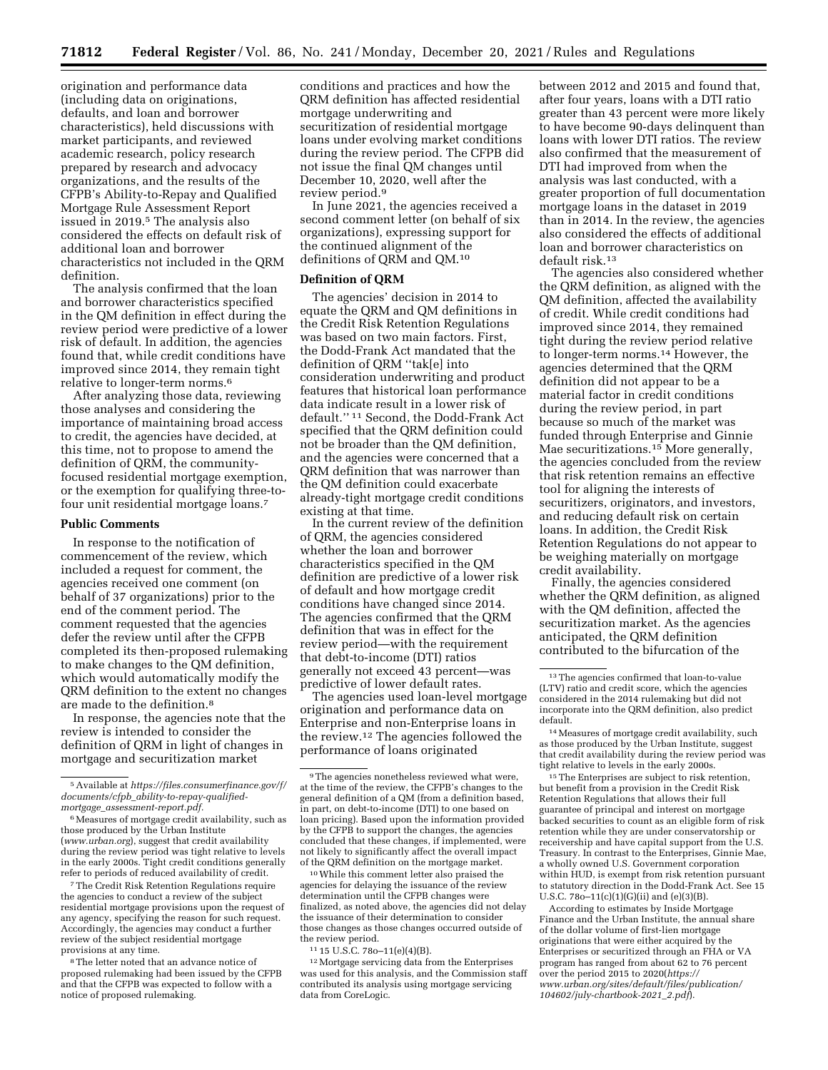origination and performance data (including data on originations, defaults, and loan and borrower characteristics), held discussions with market participants, and reviewed academic research, policy research prepared by research and advocacy organizations, and the results of the CFPB's Ability-to-Repay and Qualified Mortgage Rule Assessment Report issued in 2019.[5] The analysis also considered the effects on default risk of additional loan and borrower characteristics not included in the QRM definition.

The analysis confirmed that the loan and borrower characteristics specified in the QM definition in effect during the review period were predictive of a lower risk of default. In addition, the agencies found that, while credit conditions have improved since 2014, they remain tight relative to longer-term norms.[6]

After analyzing those data, reviewing those analyses and considering the importance of maintaining broad access to credit, the agencies have decided, at this time, not to propose to amend the definition of QRM, the community-focused residential mortgage exemption, or the exemption for qualifying three-to-four unit residential mortgage loans.[7]

## Public Comments

In response to the notification of commencement of the review, which included a request for comment, the agencies received one comment (on behalf of 37 organizations) prior to the end of the comment period. The comment requested that the agencies defer the review until after the CFPB completed its then-proposed rulemaking to make changes to the QM definition, which would automatically modify the QRM definition to the extent no changes are made to the definition.[8]

In response, the agencies note that the review is intended to consider the definition of QRM in light of changes in mortgage and securitization market conditions and practices and how the QRM definition has affected residential mortgage underwriting and securitization of residential mortgage loans under evolving market conditions during the review period. The CFPB did not issue the final QM changes until December 10, 2020, well after the review period.[9]

In June 2021, the agencies received a second comment letter (on behalf of six organizations), expressing support for the continued alignment of the definitions of QRM and QM.[10]

## Definition of QRM

The agencies' decision in 2014 to equate the QRM and QM definitions in the Credit Risk Retention Regulations was based on two main factors. First, the Dodd-Frank Act mandated that the definition of QRM ''tak[e] into consideration underwriting and product features that historical loan performance data indicate result in a lower risk of default.'' [11] Second, the Dodd-Frank Act specified that the QRM definition could not be broader than the QM definition, and the agencies were concerned that a QRM definition that was narrower than the QM definition could exacerbate already-tight mortgage credit conditions existing at that time.

In the current review of the definition of QRM, the agencies considered whether the loan and borrower characteristics specified in the QM definition are predictive of a lower risk of default and how mortgage credit conditions have changed since 2014. The agencies confirmed that the QRM definition that was in effect for the review period—with the requirement that debt-to-income (DTI) ratios generally not exceed 43 percent—was predictive of lower default rates.

The agencies used loan-level mortgage origination and performance data on Enterprise and non-Enterprise loans in the review.[12] The agencies followed the performance of loans originated between 2012 and 2015 and found that, after four years, loans with a DTI ratio greater than 43 percent were more likely to have become 90-days delinquent than loans with lower DTI ratios. The review also confirmed that the measurement of DTI had improved from when the analysis was last conducted, with a greater proportion of full documentation mortgage loans in the dataset in 2019 than in 2014. In the review, the agencies also considered the effects of additional loan and borrower characteristics on default risk.[13]

The agencies also considered whether the QRM definition, as aligned with the QM definition, affected the availability of credit. While credit conditions had improved since 2014, they remained tight during the review period relative to longer-term norms.[14] However, the agencies determined that the QRM definition did not appear to be a material factor in credit conditions during the review period, in part because so much of the market was funded through Enterprise and Ginnie Mae securitizations.[15] More generally, the agencies concluded from the review that risk retention remains an effective tool for aligning the interests of securitizers, originators, and investors, and reducing default risk on certain loans. In addition, the Credit Risk Retention Regulations do not appear to be weighing materially on mortgage credit availability.

Finally, the agencies considered whether the QRM definition, as aligned with the QM definition, affected the securitization market. As the agencies anticipated, the QRM definition contributed to the bifurcation of the

---

[5] Available at *https://files.consumerfinance.gov/f/documents/cfpb_ability-to-repay-qualified-mortgage_assessment-report.pdf*.

[6] Measures of mortgage credit availability, such as those produced by the Urban Institute (*www.urban.org*), suggest that credit availability during the review period was tight relative to levels in the early 2000s. Tight credit conditions generally refer to periods of reduced availability of credit.

[7] The Credit Risk Retention Regulations require the agencies to conduct a review of the subject residential mortgage provisions upon the request of any agency, specifying the reason for such request. Accordingly, the agencies may conduct a further review of the subject residential mortgage provisions at any time.

[8] The letter noted that an advance notice of proposed rulemaking had been issued by the CFPB and that the CFPB was expected to follow with a notice of proposed rulemaking.

[9] The agencies nonetheless reviewed what were, at the time of the review, the CFPB's changes to the general definition of a QM (from a definition based, in part, on debt-to-income (DTI) to one based on loan pricing). Based upon the information provided by the CFPB to support the changes, the agencies concluded that these changes, if implemented, were not likely to significantly affect the overall impact of the QRM definition on the mortgage market.

[10] While this comment letter also praised the agencies for delaying the issuance of the review determination until the CFPB changes were finalized, as noted above, the agencies did not delay the issuance of their determination to consider those changes as those changes occurred outside of the review period.

[11] 15 U.S.C. 78o–11(e)(4)(B).

[12] Mortgage servicing data from the Enterprises was used for this analysis, and the Commission staff contributed its analysis using mortgage servicing data from CoreLogic.

[13] The agencies confirmed that loan-to-value (LTV) ratio and credit score, which the agencies considered in the 2014 rulemaking but did not incorporate into the QRM definition, also predict default.

[14] Measures of mortgage credit availability, such as those produced by the Urban Institute, suggest that credit availability during the review period was tight relative to levels in the early 2000s.

[15] The Enterprises are subject to risk retention, but benefit from a provision in the Credit Risk Retention Regulations that allows their full guarantee of principal and interest on mortgage backed securities to count as an eligible form of risk retention while they are under conservatorship or receivership and have capital support from the U.S. Treasury. In contrast to the Enterprises, Ginnie Mae, a wholly owned U.S. Government corporation within HUD, is exempt from risk retention pursuant to statutory direction in the Dodd-Frank Act. See 15 U.S.C. 78o–11(c)(1)(G)(ii) and (e)(3)(B).

According to estimates by Inside Mortgage Finance and the Urban Institute, the annual share of the dollar volume of first-lien mortgage originations that were either acquired by the Enterprises or securitized through an FHA or VA program has ranged from about 62 to 76 percent over the period 2015 to 2020(*https://www.urban.org/sites/default/files/publication/104602/july-chartbook-2021_2.pdf*).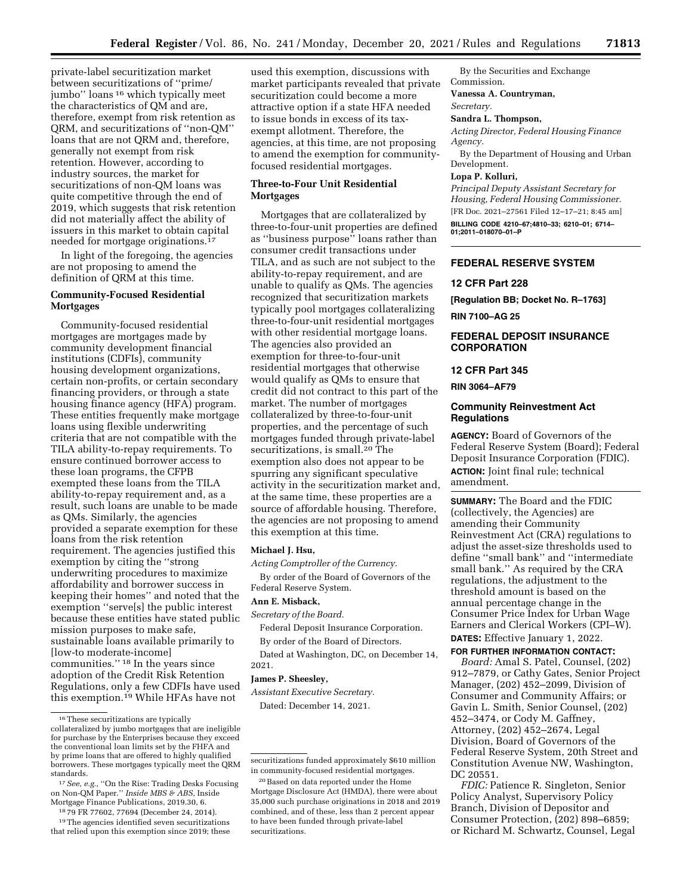private-label securitization market between securitizations of ''prime/jumbo'' loans [16] which typically meet the characteristics of QM and are, therefore, exempt from risk retention as QRM, and securitizations of ''non-QM'' loans that are not QRM and, therefore, generally not exempt from risk retention. However, according to industry sources, the market for securitizations of non-QM loans was quite competitive through the end of 2019, which suggests that risk retention did not materially affect the ability of issuers in this market to obtain capital needed for mortgage originations.[17]

In light of the foregoing, the agencies are not proposing to amend the definition of QRM at this time.

**Community-Focused Residential Mortgages**

Community-focused residential mortgages are mortgages made by community development financial institutions (CDFIs), community housing development organizations, certain non-profits, or certain secondary financing providers, or through a state housing finance agency (HFA) program. These entities frequently make mortgage loans using flexible underwriting criteria that are not compatible with the TILA ability-to-repay requirements. To ensure continued borrower access to these loan programs, the CFPB exempted these loans from the TILA ability-to-repay requirement and, as a result, such loans are unable to be made as QMs. Similarly, the agencies provided a separate exemption for these loans from the risk retention requirement. The agencies justified this exemption by citing the ''strong underwriting procedures to maximize affordability and borrower success in keeping their homes'' and noted that the exemption ''serve[s] the public interest because these entities have stated public mission purposes to make safe, sustainable loans available primarily to [low-to moderate-income] communities.'' [18] In the years since adoption of the Credit Risk Retention Regulations, only a few CDFIs have used this exemption.[19] While HFAs have not used this exemption, discussions with market participants revealed that private securitization could become a more attractive option if a state HFA needed to issue bonds in excess of its tax-exempt allotment. Therefore, the agencies, at this time, are not proposing to amend the exemption for community-focused residential mortgages.

**Three-to-Four Unit Residential Mortgages**

Mortgages that are collateralized by three-to-four-unit properties are defined as ''business purpose'' loans rather than consumer credit transactions under TILA, and as such are not subject to the ability-to-repay requirement, and are unable to qualify as QMs. The agencies recognized that securitization markets typically pool mortgages collateralizing three-to-four-unit residential mortgages with other residential mortgage loans. The agencies also provided an exemption for three-to-four-unit residential mortgages that otherwise would qualify as QMs to ensure that credit did not contract to this part of the market. The number of mortgages collateralized by three-to-four-unit properties, and the percentage of such mortgages funded through private-label securitizations, is small.[20] The exemption also does not appear to be spurring any significant speculative activity in the securitization market and, at the same time, these properties are a source of affordable housing. Therefore, the agencies are not proposing to amend this exemption at this time.

**Michael J. Hsu,**

*Acting Comptroller of the Currency.*

By order of the Board of Governors of the Federal Reserve System.

**Ann E. Misback,**

*Secretary of the Board.*

Federal Deposit Insurance Corporation.

By order of the Board of Directors.

Dated at Washington, DC, on December 14, 2021.

**James P. Sheesley,**

*Assistant Executive Secretary.*

Dated: December 14, 2021.

By the Securities and Exchange Commission.

**Vanessa A. Countryman,**

*Secretary.*

**Sandra L. Thompson,**

*Acting Director, Federal Housing Finance Agency.*

By the Department of Housing and Urban Development.

**Lopa P. Kolluri,**

*Principal Deputy Assistant Secretary for Housing, Federal Housing Commissioner.*

[FR Doc. 2021–27561 Filed 12–17–21; 8:45 am]

**BILLING CODE 4210–67;4810–33; 6210–01; 6714–01;2011–018070–01–P**

---

[16] These securitizations are typically collateralized by jumbo mortgages that are ineligible for purchase by the Enterprises because they exceed the conventional loan limits set by the FHFA and by prime loans that are offered to highly qualified borrowers. These mortgages typically meet the QRM standards.

[17] *See, e.g.,* ''On the Rise: Trading Desks Focusing on Non-QM Paper.'' *Inside MBS & ABS,* Inside Mortgage Finance Publications, 2019.30, 6.

[18] 79 FR 77602, 77694 (December 24, 2014).

[19] The agencies identified seven securitizations that relied upon this exemption since 2019; these securitizations funded approximately $610 million in community-focused residential mortgages.

[20] Based on data reported under the Home Mortgage Disclosure Act (HMDA), there were about 35,000 such purchase originations in 2018 and 2019 combined, and of these, less than 2 percent appear to have been funded through private-label securitizations.

---

## FEDERAL RESERVE SYSTEM

### 12 CFR Part 228

**[Regulation BB; Docket No. R–1763]**

**RIN 7100–AG 25**

## FEDERAL DEPOSIT INSURANCE CORPORATION

### 12 CFR Part 345

**RIN 3064–AF79**

## Community Reinvestment Act Regulations

**AGENCY:** Board of Governors of the Federal Reserve System (Board); Federal Deposit Insurance Corporation (FDIC).

**ACTION:** Joint final rule; technical amendment.

**SUMMARY:** The Board and the FDIC (collectively, the Agencies) are amending their Community Reinvestment Act (CRA) regulations to adjust the asset-size thresholds used to define ''small bank'' and ''intermediate small bank.'' As required by the CRA regulations, the adjustment to the threshold amount is based on the annual percentage change in the Consumer Price Index for Urban Wage Earners and Clerical Workers (CPI–W).

**DATES:** Effective January 1, 2022.

**FOR FURTHER INFORMATION CONTACT:**

*Board:* Amal S. Patel, Counsel, (202) 912–7879, or Cathy Gates, Senior Project Manager, (202) 452–2099, Division of Consumer and Community Affairs; or Gavin L. Smith, Senior Counsel, (202) 452–3474, or Cody M. Gaffney, Attorney, (202) 452–2674, Legal Division, Board of Governors of the Federal Reserve System, 20th Street and Constitution Avenue NW, Washington, DC 20551.

*FDIC:* Patience R. Singleton, Senior Policy Analyst, Supervisory Policy Branch, Division of Depositor and Consumer Protection, (202) 898–6859; or Richard M. Schwartz, Counsel, Legal